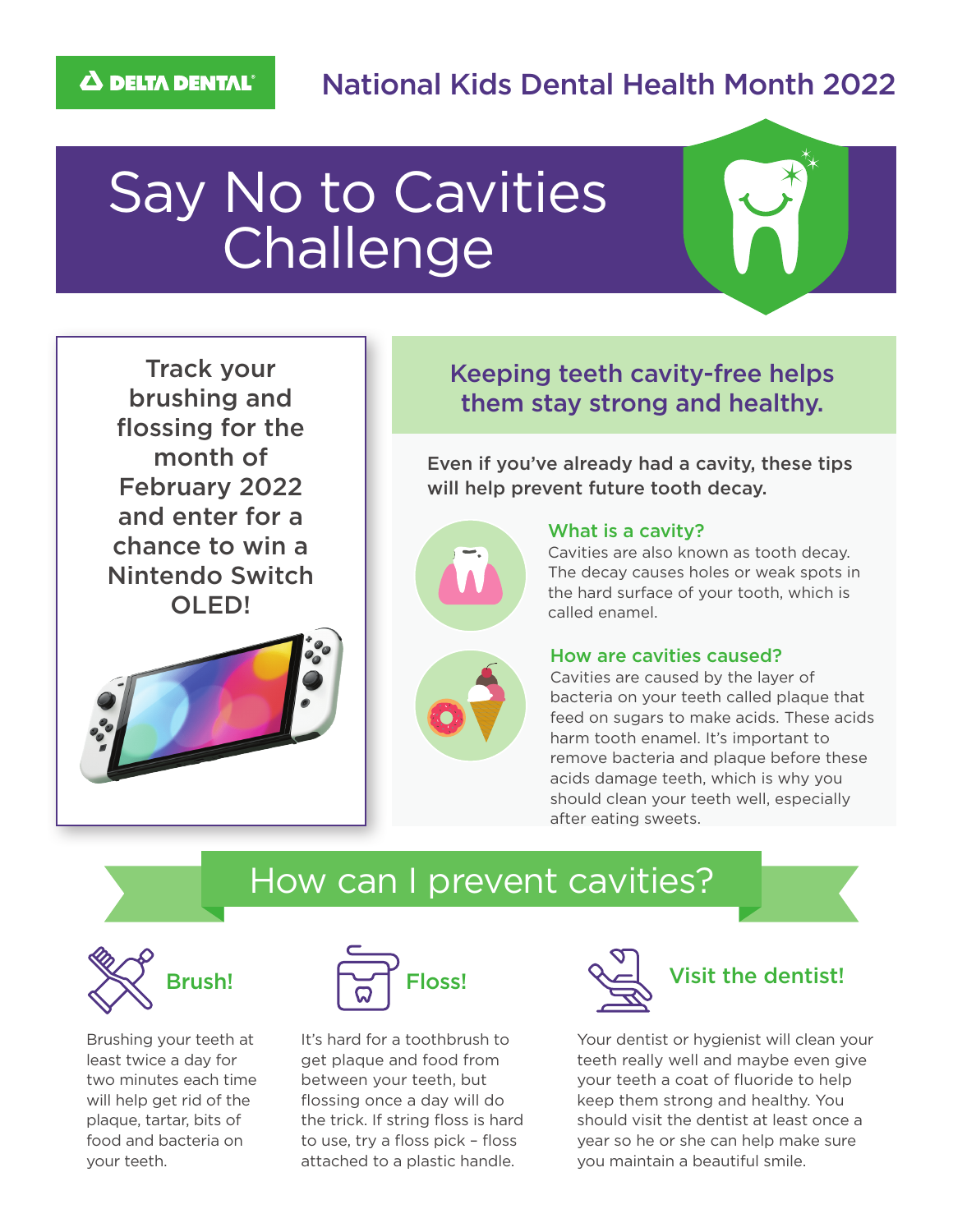DELTA DENTAL

National Kids Dental Health Month 2022

# Say No to Cavities Challenge

Track your brushing and flossing for the month of February 2022 and enter for a chance to win a Nintendo Switch OLED!

## Keeping teeth cavity-free helps them stay strong and healthy.

Even if you've already had a cavity, these tips will help prevent future tooth decay.

### What is a cavity?

Cavities are also known as tooth decay. The decay causes holes or weak spots in the hard surface of your tooth, which is called enamel.

### How are cavities caused?

Cavities are caused by the layer of bacteria on your teeth called plaque that feed on sugars to make acids. These acids harm tooth enamel. It's important to remove bacteria and plaque before these acids damage teeth, which is why you should clean your teeth well, especially after eating sweets.

## How can I prevent cavities?

### Brush!

Brushing your teeth at least twice a day for two minutes each time will help get rid of the plaque, tartar, bits of food and bacteria on your teeth.

### Floss!

It's hard for a toothbrush to get plaque and food from between your teeth, but flossing once a day will do the trick. If string floss is hard to use, try a floss pick – floss attached to a plastic handle.

### Visit the dentist!

Your dentist or hygienist will clean your teeth really well and maybe even give your teeth a coat of fluoride to help keep them strong and healthy. You should visit the dentist at least once a year so he or she can help make sure you maintain a beautiful smile.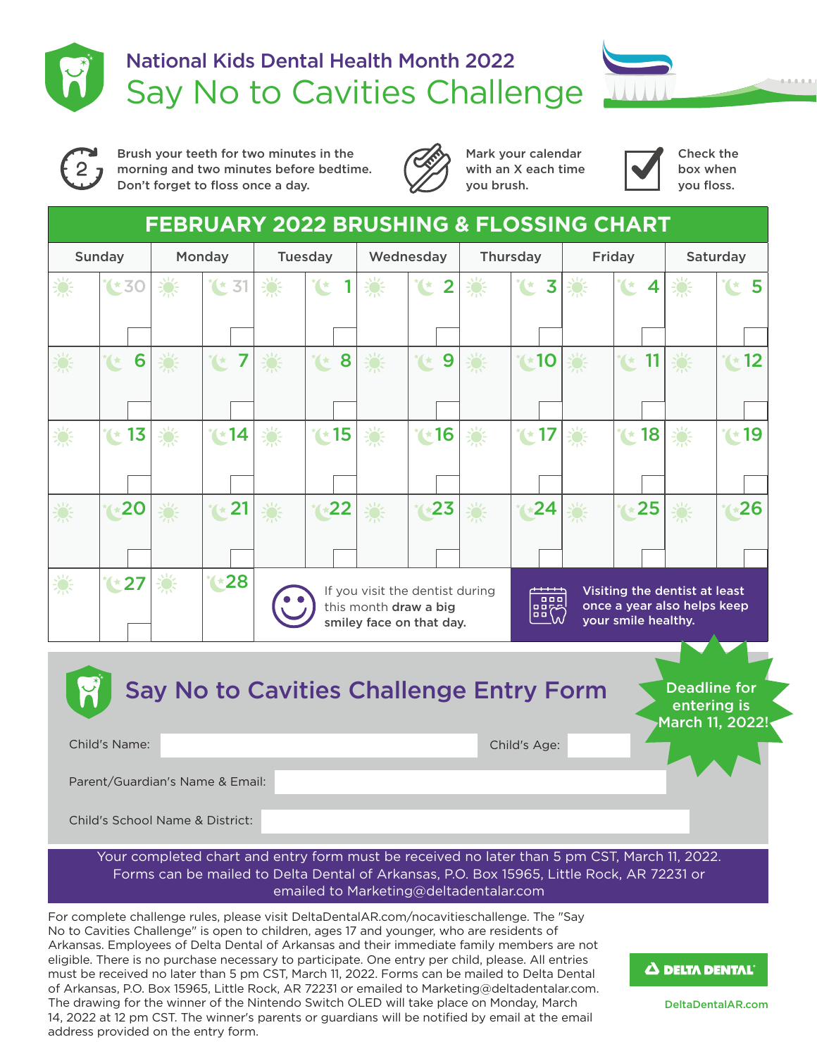National Kids Dental Health Month 2022

# Say No to Cavities Challenge

Brush your teeth for two minutes in the morning and two minutes before bedtime. Don't forget to floss once a day.

Mark your calendar with an X each time you brush.

Check the box when you floss.

## FEBRUARY 2022 BRUSHING & FLOSSING CHART

| Sunday | Monday | Tuesday | Wednesday | Thursday | Friday | Saturday |
|---|---|---|---|---|---|---|
| 30 | 31 | 1 | 2 | 3 | 4 | 5 |
| 6 | 7 | 8 | 9 | 10 | 11 | 12 |
| 13 | 14 | 15 | 16 | 17 | 18 | 19 |
| 20 | 21 | 22 | 23 | 24 | 25 | 26 |
| 27 | 28 | | | | | |

If you visit the dentist during this month **draw a big smiley face on that day.**

**Visiting the dentist at least once a year also helps keep your smile healthy.**

## Say No to Cavities Challenge Entry Form

**Deadline for entering is March 11, 2022!**

Child's Name: ______________________ Child's Age: ________

Parent/Guardian's Name & Email: ______________________

Child's School Name & District: ______________________

Your completed chart and entry form must be received no later than 5 pm CST, March 11, 2022. Forms can be mailed to Delta Dental of Arkansas, P.O. Box 15965, Little Rock, AR 72231 or emailed to Marketing@deltadentalar.com

For complete challenge rules, please visit DeltaDentalAR.com/nocavitieschallenge. The "Say No to Cavities Challenge" is open to children, ages 17 and younger, who are residents of Arkansas. Employees of Delta Dental of Arkansas and their immediate family members are not eligible. There is no purchase necessary to participate. One entry per child, please. All entries must be received no later than 5 pm CST, March 11, 2022. Forms can be mailed to Delta Dental of Arkansas, P.O. Box 15965, Little Rock, AR 72231 or emailed to Marketing@deltadentalar.com. The drawing for the winner of the Nintendo Switch OLED will take place on Monday, March 14, 2022 at 12 pm CST. The winner's parents or guardians will be notified by email at the email address provided on the entry form.

DELTA DENTAL

DeltaDentalAR.com